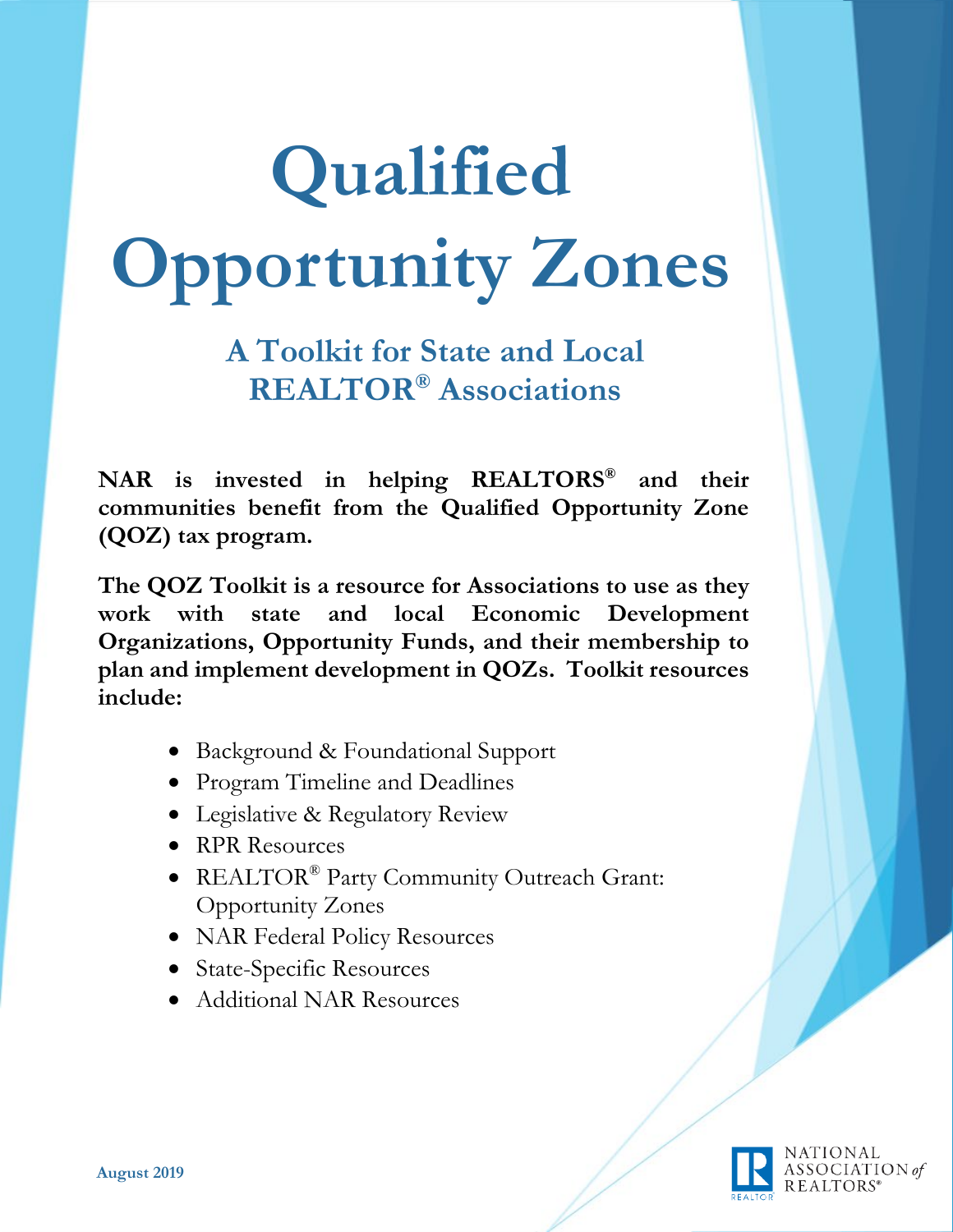# Qualified Opportunity Zones

## A Toolkit for State and Local REALTOR® Associations

**NAR is invested in helping REALTORS® and their communities benefit from the Qualified Opportunity Zone (QOZ) tax program.**

**The QOZ Toolkit is a resource for Associations to use as they work with state and local Economic Development Organizations, Opportunity Funds, and their membership to plan and implement development in QOZs. Toolkit resources include:**

- Background & Foundational Support
- Program Timeline and Deadlines
- Legislative & Regulatory Review
- RPR Resources
- REALTOR® Party Community Outreach Grant: Opportunity Zones
- NAR Federal Policy Resources
- State-Specific Resources
- Additional NAR Resources

**August 2019**

NATIONAL ASSOCIATION of REALTORS®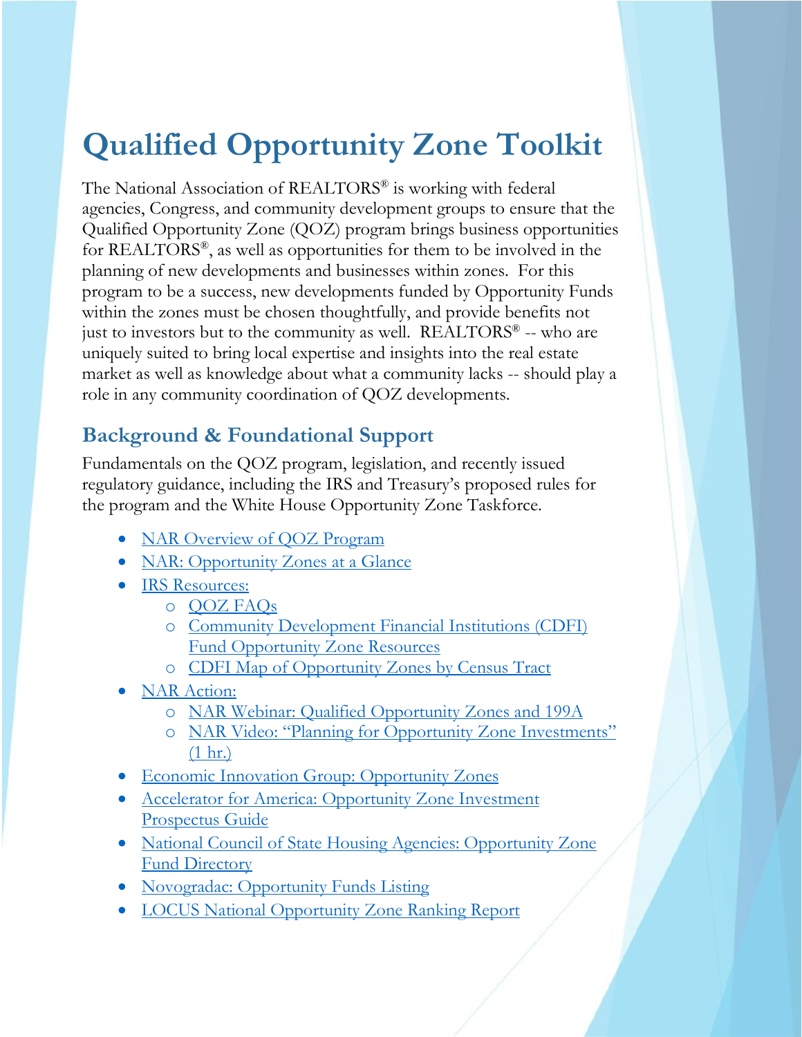# Qualified Opportunity Zone Toolkit

The National Association of REALTORS® is working with federal agencies, Congress, and community development groups to ensure that the Qualified Opportunity Zone (QOZ) program brings business opportunities for REALTORS®, as well as opportunities for them to be involved in the planning of new developments and businesses within zones. For this program to be a success, new developments funded by Opportunity Funds within the zones must be chosen thoughtfully, and provide benefits not just to investors but to the community as well. REALTORS® -- who are uniquely suited to bring local expertise and insights into the real estate market as well as knowledge about what a community lacks -- should play a role in any community coordination of QOZ developments.

## Background & Foundational Support

Fundamentals on the QOZ program, legislation, and recently issued regulatory guidance, including the IRS and Treasury's proposed rules for the program and the White House Opportunity Zone Taskforce.

- NAR Overview of QOZ Program
- NAR: Opportunity Zones at a Glance
- IRS Resources:
  - QOZ FAQs
  - Community Development Financial Institutions (CDFI) Fund Opportunity Zone Resources
  - CDFI Map of Opportunity Zones by Census Tract
- NAR Action:
  - NAR Webinar: Qualified Opportunity Zones and 199A
  - NAR Video: "Planning for Opportunity Zone Investments" (1 hr.)
- Economic Innovation Group: Opportunity Zones
- Accelerator for America: Opportunity Zone Investment Prospectus Guide
- National Council of State Housing Agencies: Opportunity Zone Fund Directory
- Novogradac: Opportunity Funds Listing
- LOCUS National Opportunity Zone Ranking Report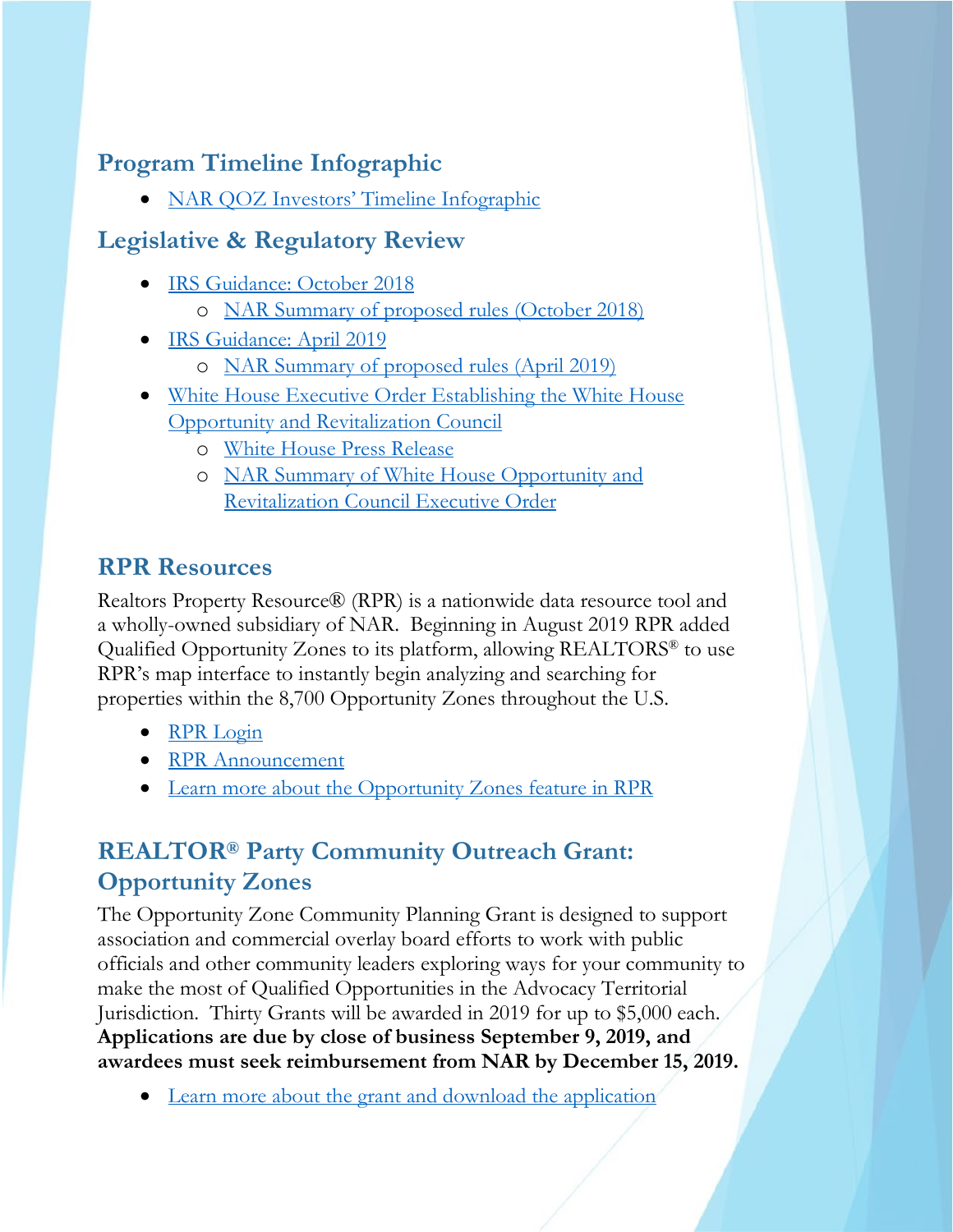## Program Timeline Infographic

- NAR QOZ Investors' Timeline Infographic

## Legislative & Regulatory Review

- IRS Guidance: October 2018
  - NAR Summary of proposed rules (October 2018)
- IRS Guidance: April 2019
  - NAR Summary of proposed rules (April 2019)
- White House Executive Order Establishing the White House Opportunity and Revitalization Council
  - White House Press Release
  - NAR Summary of White House Opportunity and Revitalization Council Executive Order

## RPR Resources

Realtors Property Resource® (RPR) is a nationwide data resource tool and a wholly-owned subsidiary of NAR. Beginning in August 2019 RPR added Qualified Opportunity Zones to its platform, allowing REALTORS® to use RPR's map interface to instantly begin analyzing and searching for properties within the 8,700 Opportunity Zones throughout the U.S.

- RPR Login
- RPR Announcement
- Learn more about the Opportunity Zones feature in RPR

## REALTOR® Party Community Outreach Grant: Opportunity Zones

The Opportunity Zone Community Planning Grant is designed to support association and commercial overlay board efforts to work with public officials and other community leaders exploring ways for your community to make the most of Qualified Opportunities in the Advocacy Territorial Jurisdiction. Thirty Grants will be awarded in 2019 for up to $5,000 each. **Applications are due by close of business September 9, 2019, and awardees must seek reimbursement from NAR by December 15, 2019.**

- Learn more about the grant and download the application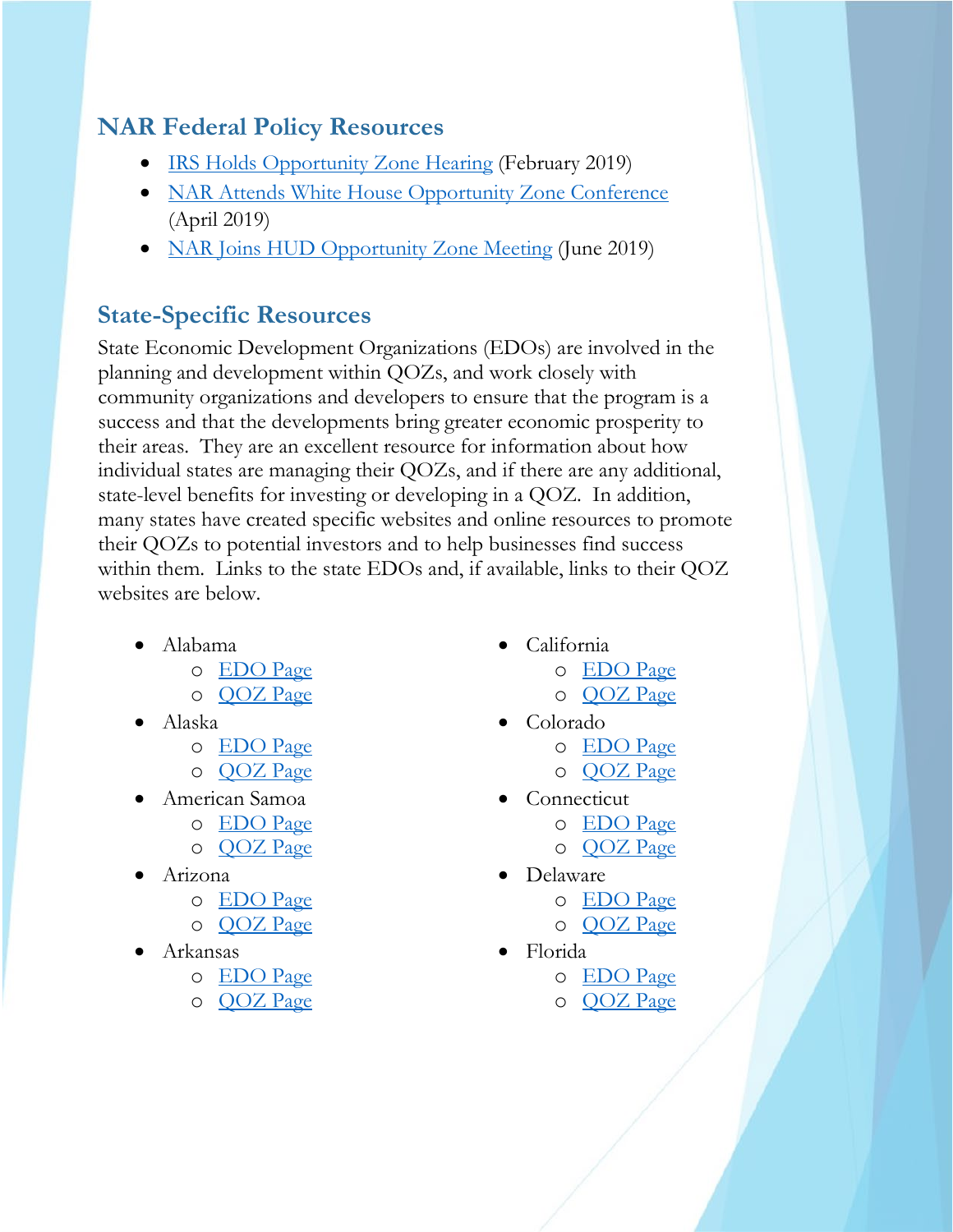## NAR Federal Policy Resources

- IRS Holds Opportunity Zone Hearing (February 2019)
- NAR Attends White House Opportunity Zone Conference (April 2019)
- NAR Joins HUD Opportunity Zone Meeting (June 2019)

## State-Specific Resources

State Economic Development Organizations (EDOs) are involved in the planning and development within QOZs, and work closely with community organizations and developers to ensure that the program is a success and that the developments bring greater economic prosperity to their areas. They are an excellent resource for information about how individual states are managing their QOZs, and if there are any additional, state-level benefits for investing or developing in a QOZ. In addition, many states have created specific websites and online resources to promote their QOZs to potential investors and to help businesses find success within them. Links to the state EDOs and, if available, links to their QOZ websites are below.

- Alabama
  - EDO Page
  - QOZ Page
- Alaska
  - EDO Page
  - QOZ Page
- American Samoa
  - EDO Page
  - QOZ Page
- Arizona
  - EDO Page
  - QOZ Page
- Arkansas
  - EDO Page
  - QOZ Page
- California
  - EDO Page
  - QOZ Page
- Colorado
  - EDO Page
  - QOZ Page
- Connecticut
  - EDO Page
  - QOZ Page
- Delaware
  - EDO Page
  - QOZ Page
- Florida
  - EDO Page
  - QOZ Page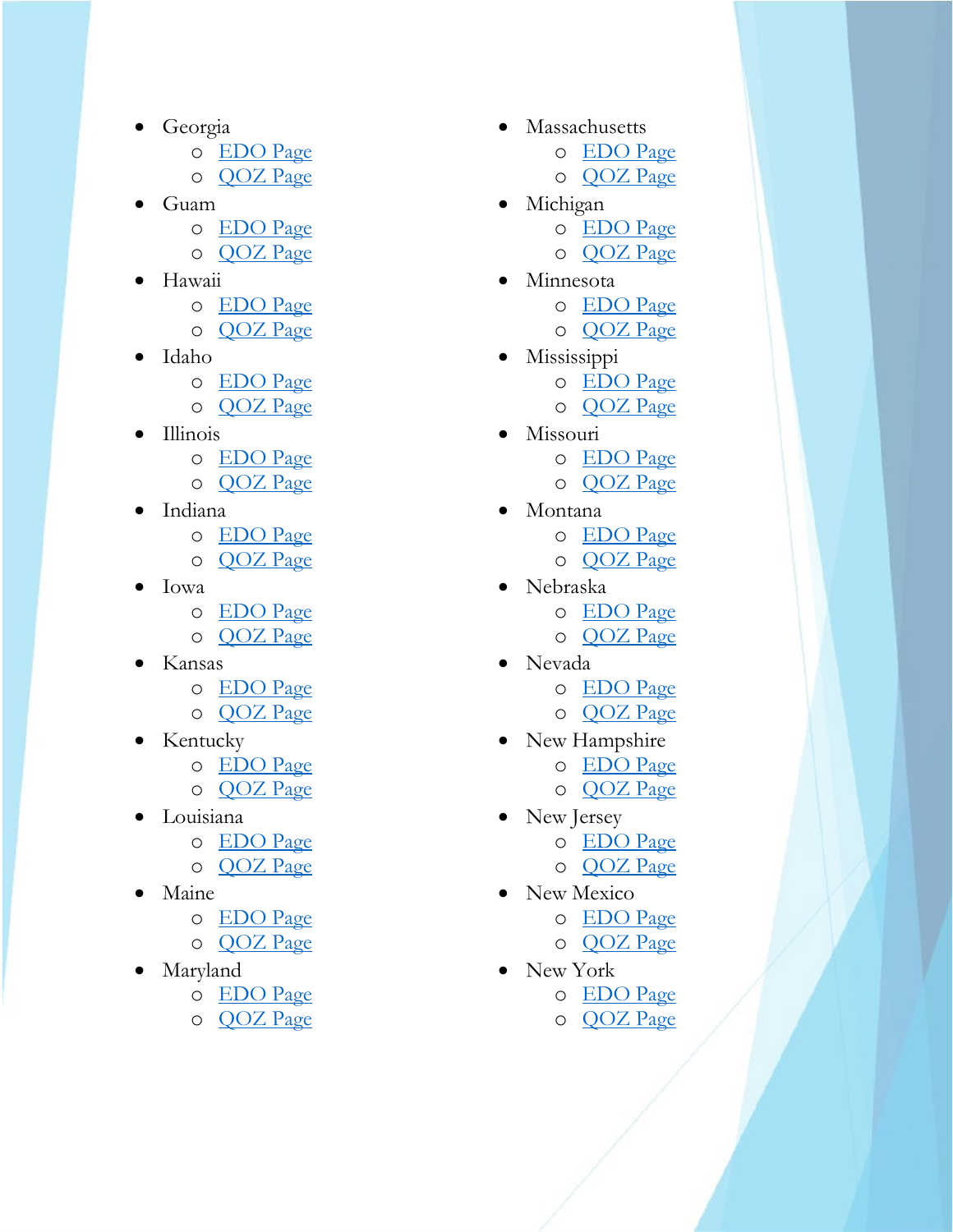- Georgia
  - EDO Page
  - QOZ Page
- Guam
  - EDO Page
  - QOZ Page
- Hawaii
  - EDO Page
  - QOZ Page
- Idaho
  - EDO Page
  - QOZ Page
- Illinois
  - EDO Page
  - QOZ Page
- Indiana
  - EDO Page
  - QOZ Page
- Iowa
  - EDO Page
  - QOZ Page
- Kansas
  - EDO Page
  - QOZ Page
- Kentucky
  - EDO Page
  - QOZ Page
- Louisiana
  - EDO Page
  - QOZ Page
- Maine
  - EDO Page
  - QOZ Page
- Maryland
  - EDO Page
  - QOZ Page
- Massachusetts
  - EDO Page
  - QOZ Page
- Michigan
  - EDO Page
  - QOZ Page
- Minnesota
  - EDO Page
  - QOZ Page
- Mississippi
  - EDO Page
  - QOZ Page
- Missouri
  - EDO Page
  - QOZ Page
- Montana
  - EDO Page
  - QOZ Page
- Nebraska
  - EDO Page
  - QOZ Page
- Nevada
  - EDO Page
  - QOZ Page
- New Hampshire
  - EDO Page
  - QOZ Page
- New Jersey
  - EDO Page
  - QOZ Page
- New Mexico
  - EDO Page
  - QOZ Page
- New York
  - EDO Page
  - QOZ Page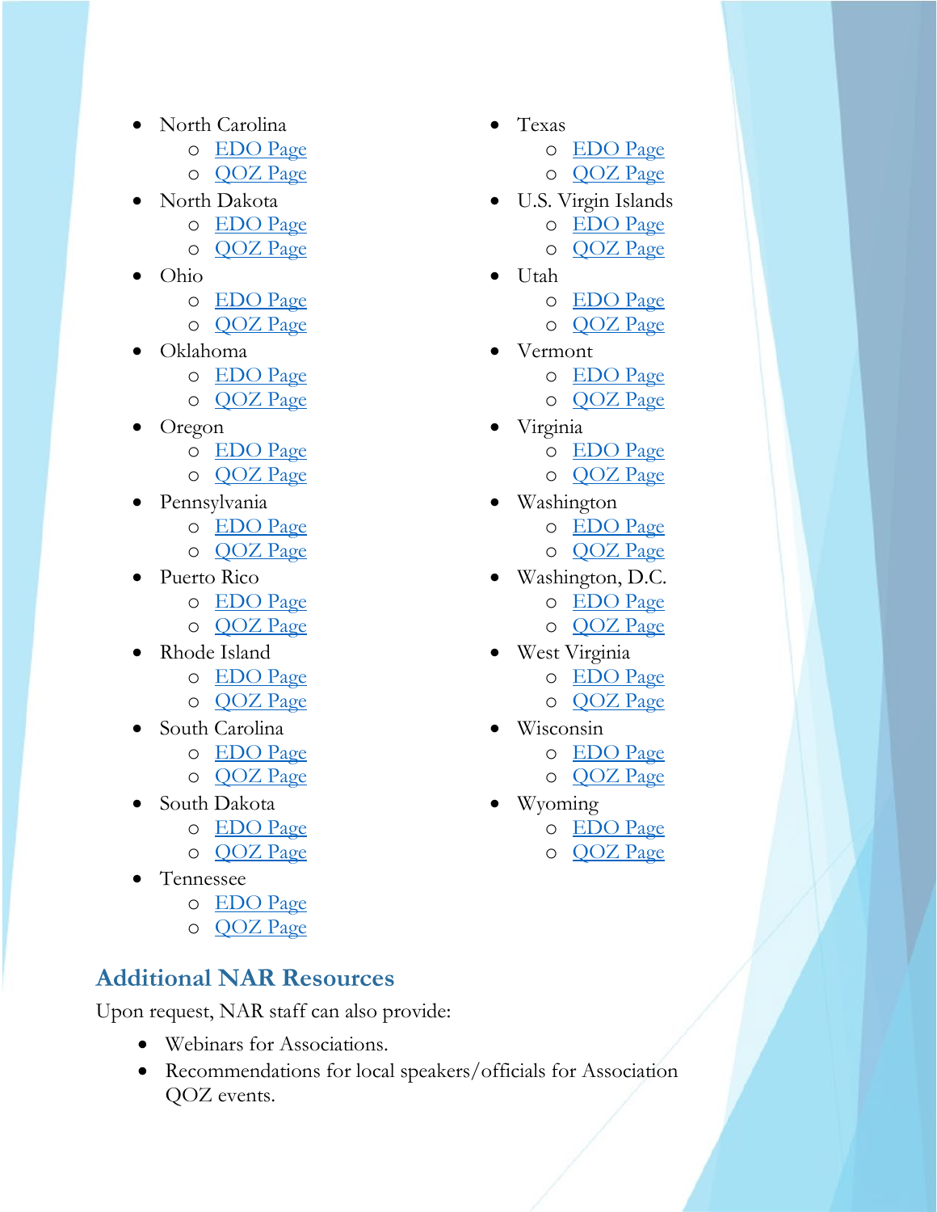- North Carolina
  - EDO Page
  - QOZ Page
- North Dakota
  - EDO Page
  - QOZ Page
- Ohio
  - EDO Page
  - QOZ Page
- Oklahoma
  - EDO Page
  - QOZ Page
- Oregon
  - EDO Page
  - QOZ Page
- Pennsylvania
  - EDO Page
  - QOZ Page
- Puerto Rico
  - EDO Page
  - QOZ Page
- Rhode Island
  - EDO Page
  - QOZ Page
- South Carolina
  - EDO Page
  - QOZ Page
- South Dakota
  - EDO Page
  - QOZ Page
- Tennessee
  - EDO Page
  - QOZ Page
- Texas
  - EDO Page
  - QOZ Page
- U.S. Virgin Islands
  - EDO Page
  - QOZ Page
- Utah
  - EDO Page
  - QOZ Page
- Vermont
  - EDO Page
  - QOZ Page
- Virginia
  - EDO Page
  - QOZ Page
- Washington
  - EDO Page
  - QOZ Page
- Washington, D.C.
  - EDO Page
  - QOZ Page
- West Virginia
  - EDO Page
  - QOZ Page
- Wisconsin
  - EDO Page
  - QOZ Page
- Wyoming
  - EDO Page
  - QOZ Page

## Additional NAR Resources

Upon request, NAR staff can also provide:

- Webinars for Associations.
- Recommendations for local speakers/officials for Association QOZ events.